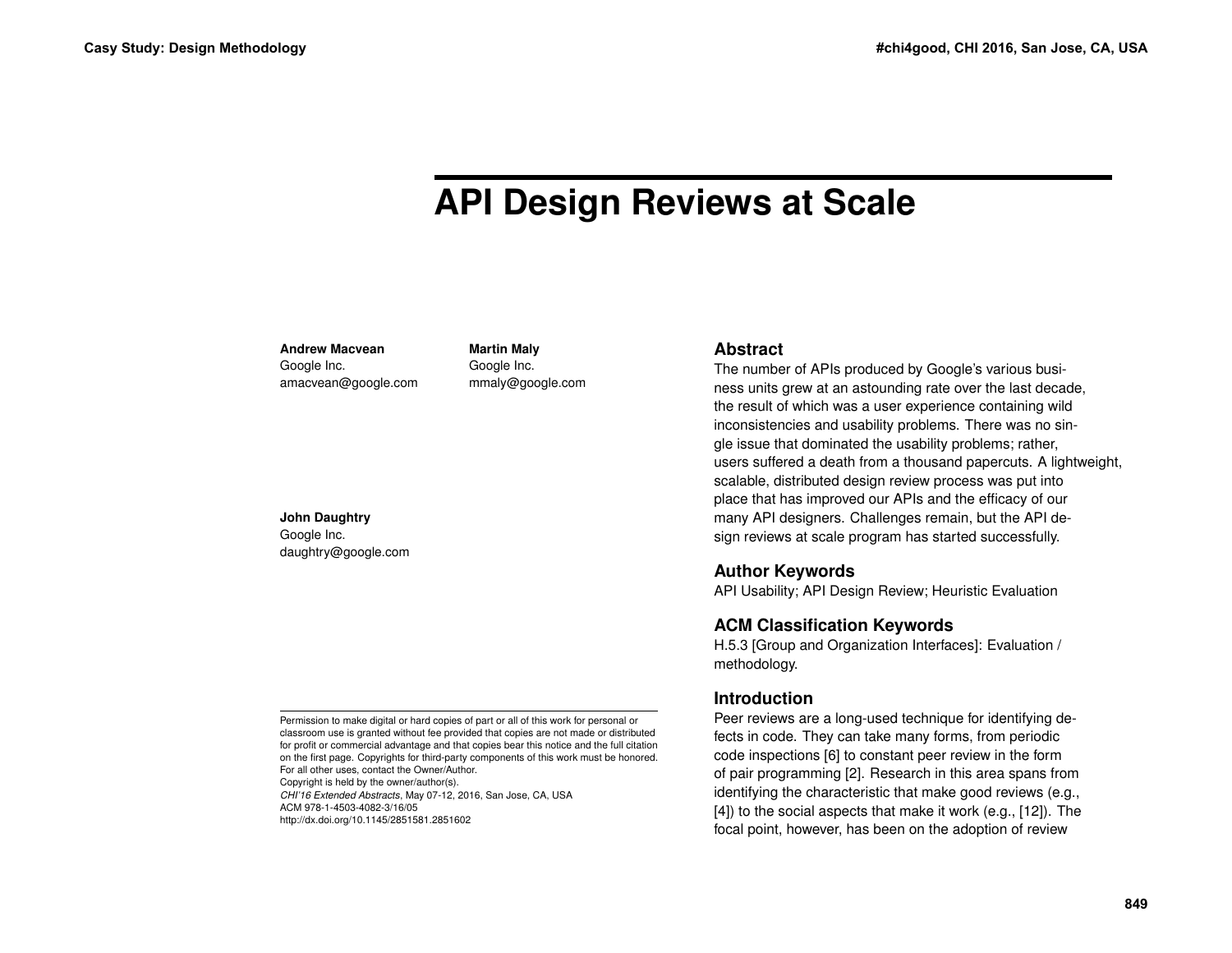# API Design Reviews at Scale

**Andrew Macvean**
Google Inc.
amacvean@google.com

**Martin Maly**
Google Inc.
mmaly@google.com

**John Daughtry**
Google Inc.
daughtry@google.com

Permission to make digital or hard copies of part or all of this work for personal or classroom use is granted without fee provided that copies are not made or distributed for profit or commercial advantage and that copies bear this notice and the full citation on the first page. Copyrights for third-party components of this work must be honored. For all other uses, contact the Owner/Author.
Copyright is held by the owner/author(s).
*CHI'16 Extended Abstracts*, May 07-12, 2016, San Jose, CA, USA
ACM 978-1-4503-4082-3/16/05
http://dx.doi.org/10.1145/2851581.2851602

## Abstract

The number of APIs produced by Google's various business units grew at an astounding rate over the last decade, the result of which was a user experience containing wild inconsistencies and usability problems. There was no single issue that dominated the usability problems; rather, users suffered a death from a thousand papercuts. A lightweight, scalable, distributed design review process was put into place that has improved our APIs and the efficacy of our many API designers. Challenges remain, but the API design reviews at scale program has started successfully.

## Author Keywords

API Usability; API Design Review; Heuristic Evaluation

## ACM Classification Keywords

H.5.3 [Group and Organization Interfaces]: Evaluation / methodology.

## Introduction

Peer reviews are a long-used technique for identifying defects in code. They can take many forms, from periodic code inspections [6] to constant peer review in the form of pair programming [2]. Research in this area spans from identifying the characteristic that make good reviews (e.g., [4]) to the social aspects that make it work (e.g., [12]). The focal point, however, has been on the adoption of review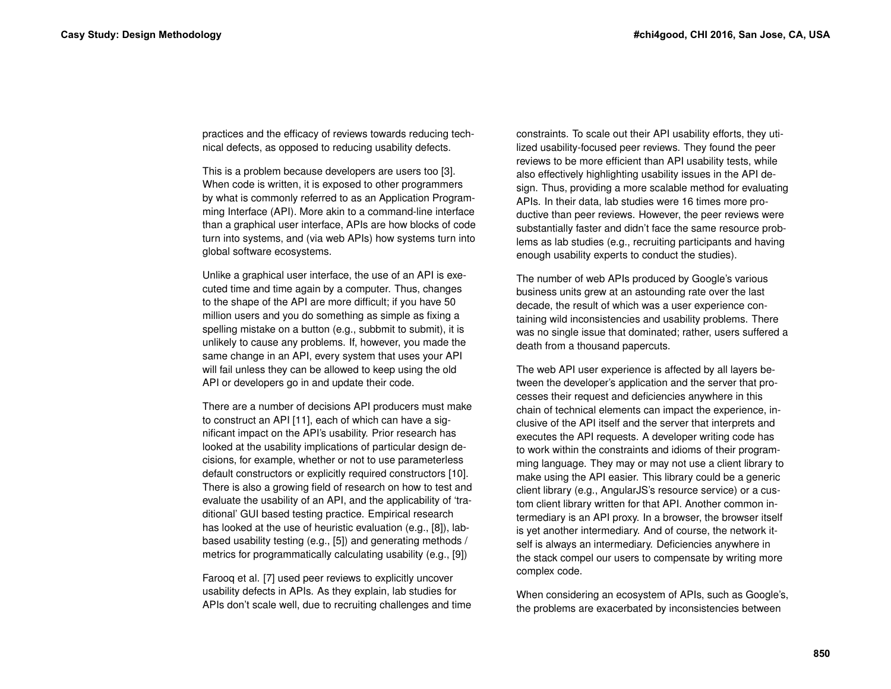practices and the efficacy of reviews towards reducing technical defects, as opposed to reducing usability defects.

This is a problem because developers are users too [3]. When code is written, it is exposed to other programmers by what is commonly referred to as an Application Programming Interface (API). More akin to a command-line interface than a graphical user interface, APIs are how blocks of code turn into systems, and (via web APIs) how systems turn into global software ecosystems.

Unlike a graphical user interface, the use of an API is executed time and time again by a computer. Thus, changes to the shape of the API are more difficult; if you have 50 million users and you do something as simple as fixing a spelling mistake on a button (e.g., subbmit to submit), it is unlikely to cause any problems. If, however, you made the same change in an API, every system that uses your API will fail unless they can be allowed to keep using the old API or developers go in and update their code.

There are a number of decisions API producers must make to construct an API [11], each of which can have a significant impact on the API's usability. Prior research has looked at the usability implications of particular design decisions, for example, whether or not to use parameterless default constructors or explicitly required constructors [10]. There is also a growing field of research on how to test and evaluate the usability of an API, and the applicability of 'traditional' GUI based testing practice. Empirical research has looked at the use of heuristic evaluation (e.g., [8]), lab-based usability testing (e.g., [5]) and generating methods / metrics for programmatically calculating usability (e.g., [9])

Farooq et al. [7] used peer reviews to explicitly uncover usability defects in APIs. As they explain, lab studies for APIs don't scale well, due to recruiting challenges and time constraints. To scale out their API usability efforts, they utilized usability-focused peer reviews. They found the peer reviews to be more efficient than API usability tests, while also effectively highlighting usability issues in the API design. Thus, providing a more scalable method for evaluating APIs. In their data, lab studies were 16 times more productive than peer reviews. However, the peer reviews were substantially faster and didn't face the same resource problems as lab studies (e.g., recruiting participants and having enough usability experts to conduct the studies).

The number of web APIs produced by Google's various business units grew at an astounding rate over the last decade, the result of which was a user experience containing wild inconsistencies and usability problems. There was no single issue that dominated; rather, users suffered a death from a thousand papercuts.

The web API user experience is affected by all layers between the developer's application and the server that processes their request and deficiencies anywhere in this chain of technical elements can impact the experience, inclusive of the API itself and the server that interprets and executes the API requests. A developer writing code has to work within the constraints and idioms of their programming language. They may or may not use a client library to make using the API easier. This library could be a generic client library (e.g., AngularJS's resource service) or a custom client library written for that API. Another common intermediary is an API proxy. In a browser, the browser itself is yet another intermediary. And of course, the network itself is always an intermediary. Deficiencies anywhere in the stack compel our users to compensate by writing more complex code.

When considering an ecosystem of APIs, such as Google's, the problems are exacerbated by inconsistencies between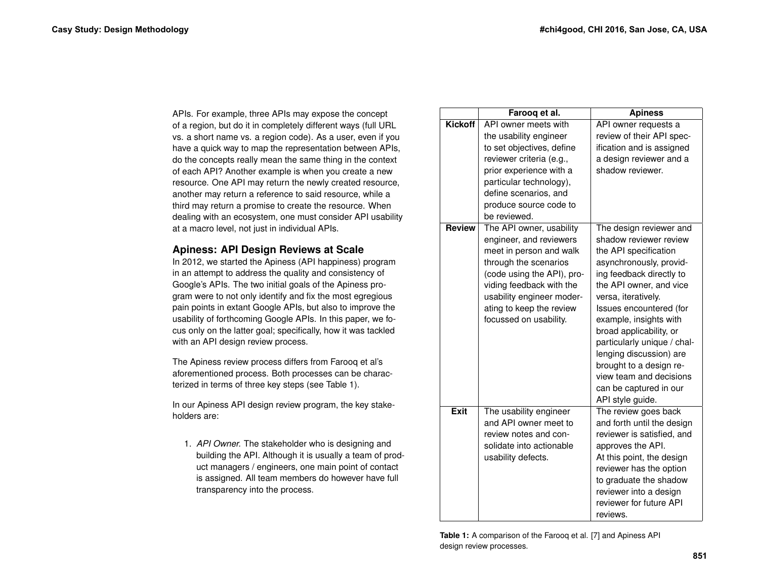APIs. For example, three APIs may expose the concept of a region, but do it in completely different ways (full URL vs. a short name vs. a region code). As a user, even if you have a quick way to map the representation between APIs, do the concepts really mean the same thing in the context of each API? Another example is when you create a new resource. One API may return the newly created resource, another may return a reference to said resource, while a third may return a promise to create the resource. When dealing with an ecosystem, one must consider API usability at a macro level, not just in individual APIs.

## Apiness: API Design Reviews at Scale

In 2012, we started the Apiness (API happiness) program in an attempt to address the quality and consistency of Google's APIs. The two initial goals of the Apiness program were to not only identify and fix the most egregious pain points in extant Google APIs, but also to improve the usability of forthcoming Google APIs. In this paper, we focus only on the latter goal; specifically, how it was tackled with an API design review process.

The Apiness review process differs from Farooq et al's aforementioned process. Both processes can be characterized in terms of three key steps (see Table 1).

In our Apiness API design review program, the key stakeholders are:

1. *API Owner.* The stakeholder who is designing and building the API. Although it is usually a team of product managers / engineers, one main point of contact is assigned. All team members do however have full transparency into the process.

| | Farooq et al. | Apiness |
|---|---|---|
| **Kickoff** | API owner meets with the usability engineer to set objectives, define reviewer criteria (e.g., prior experience with a particular technology), define scenarios, and produce source code to be reviewed. | API owner requests a review of their API specification and is assigned a design reviewer and a shadow reviewer. |
| **Review** | The API owner, usability engineer, and reviewers meet in person and walk through the scenarios (code using the API), providing feedback with the usability engineer moderating to keep the review focussed on usability. | The design reviewer and shadow reviewer review the API specification asynchronously, providing feedback directly to the API owner, and vice versa, iteratively. Issues encountered (for example, insights with broad applicability, or particularly unique / challenging discussion) are brought to a design review team and decisions can be captured in our API style guide. |
| **Exit** | The usability engineer and API owner meet to review notes and consolidate into actionable usability defects. | The review goes back and forth until the design reviewer is satisfied, and approves the API. At this point, the design reviewer has the option to graduate the shadow reviewer into a design reviewer for future API reviews. |

**Table 1:** A comparison of the Farooq et al. [7] and Apiness API design review processes.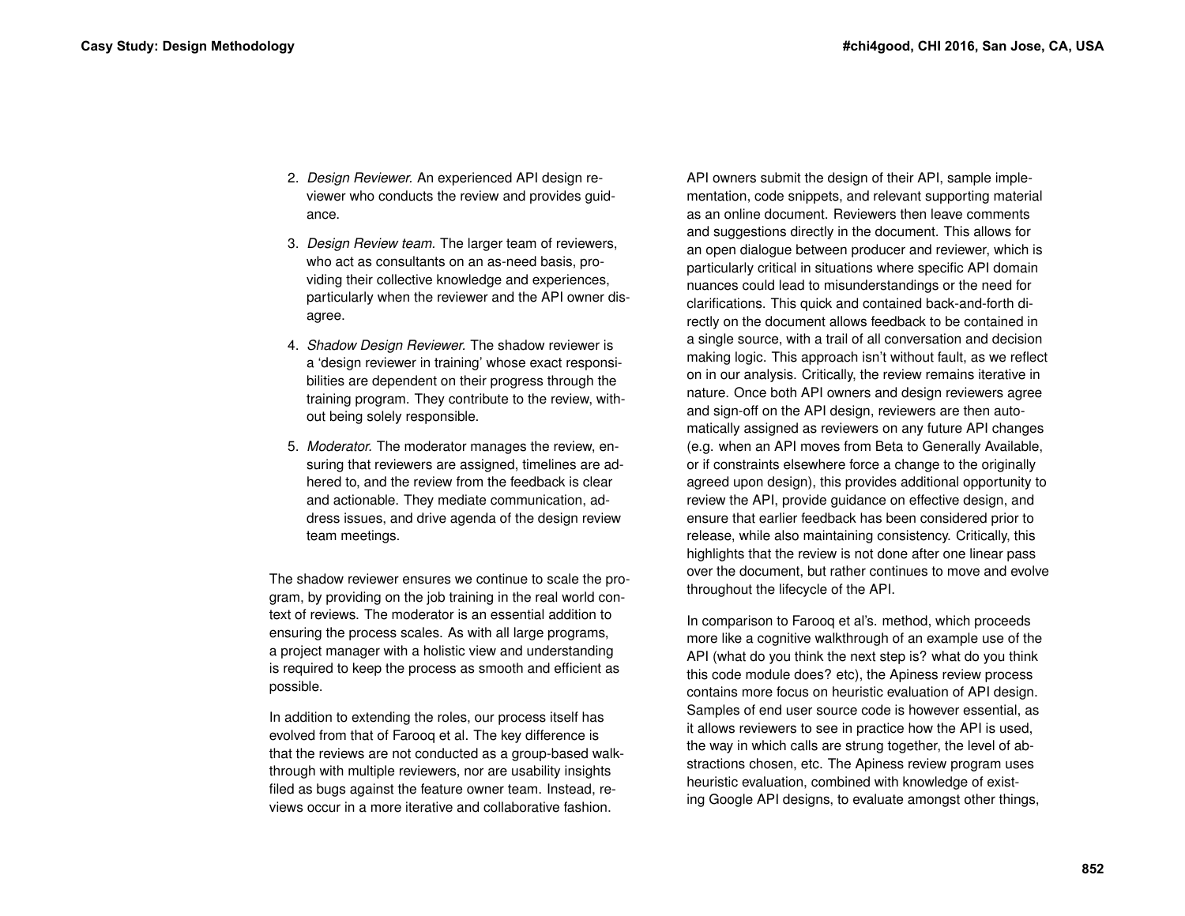2. *Design Reviewer.* An experienced API design reviewer who conducts the review and provides guidance.

3. *Design Review team.* The larger team of reviewers, who act as consultants on an as-need basis, providing their collective knowledge and experiences, particularly when the reviewer and the API owner disagree.

4. *Shadow Design Reviewer.* The shadow reviewer is a 'design reviewer in training' whose exact responsibilities are dependent on their progress through the training program. They contribute to the review, without being solely responsible.

5. *Moderator.* The moderator manages the review, ensuring that reviewers are assigned, timelines are adhered to, and the review from the feedback is clear and actionable. They mediate communication, address issues, and drive agenda of the design review team meetings.

The shadow reviewer ensures we continue to scale the program, by providing on the job training in the real world context of reviews. The moderator is an essential addition to ensuring the process scales. As with all large programs, a project manager with a holistic view and understanding is required to keep the process as smooth and efficient as possible.

In addition to extending the roles, our process itself has evolved from that of Farooq et al. The key difference is that the reviews are not conducted as a group-based walkthrough with multiple reviewers, nor are usability insights filed as bugs against the feature owner team. Instead, reviews occur in a more iterative and collaborative fashion.

API owners submit the design of their API, sample implementation, code snippets, and relevant supporting material as an online document. Reviewers then leave comments and suggestions directly in the document. This allows for an open dialogue between producer and reviewer, which is particularly critical in situations where specific API domain nuances could lead to misunderstandings or the need for clarifications. This quick and contained back-and-forth directly on the document allows feedback to be contained in a single source, with a trail of all conversation and decision making logic. This approach isn't without fault, as we reflect on in our analysis. Critically, the review remains iterative in nature. Once both API owners and design reviewers agree and sign-off on the API design, reviewers are then automatically assigned as reviewers on any future API changes (e.g. when an API moves from Beta to Generally Available, or if constraints elsewhere force a change to the originally agreed upon design), this provides additional opportunity to review the API, provide guidance on effective design, and ensure that earlier feedback has been considered prior to release, while also maintaining consistency. Critically, this highlights that the review is not done after one linear pass over the document, but rather continues to move and evolve throughout the lifecycle of the API.

In comparison to Farooq et al's. method, which proceeds more like a cognitive walkthrough of an example use of the API (what do you think the next step is? what do you think this code module does? etc), the Apiness review process contains more focus on heuristic evaluation of API design. Samples of end user source code is however essential, as it allows reviewers to see in practice how the API is used, the way in which calls are strung together, the level of abstractions chosen, etc. The Apiness review program uses heuristic evaluation, combined with knowledge of existing Google API designs, to evaluate amongst other things,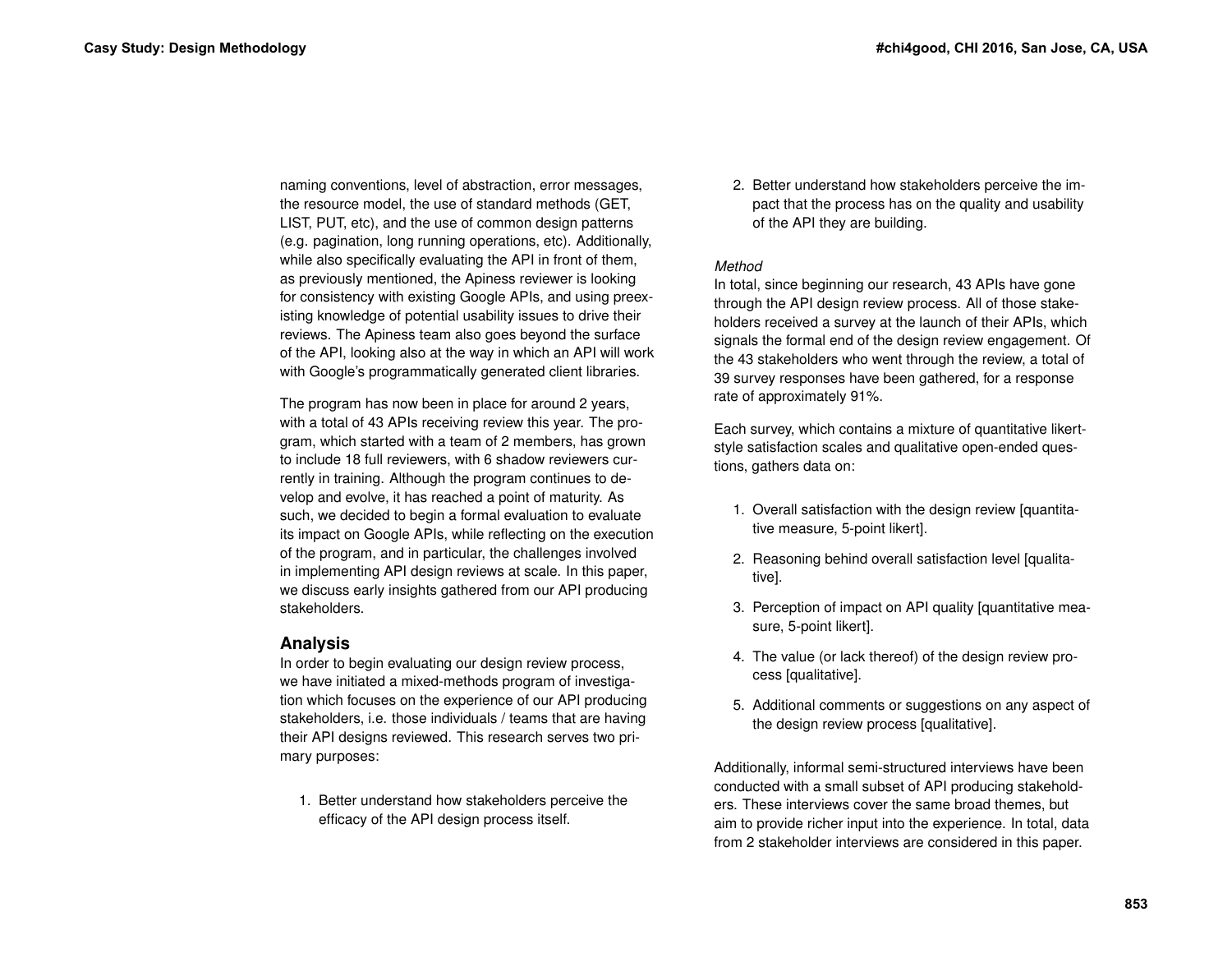naming conventions, level of abstraction, error messages, the resource model, the use of standard methods (GET, LIST, PUT, etc), and the use of common design patterns (e.g. pagination, long running operations, etc). Additionally, while also specifically evaluating the API in front of them, as previously mentioned, the Apiness reviewer is looking for consistency with existing Google APIs, and using preexisting knowledge of potential usability issues to drive their reviews. The Apiness team also goes beyond the surface of the API, looking also at the way in which an API will work with Google's programmatically generated client libraries.

The program has now been in place for around 2 years, with a total of 43 APIs receiving review this year. The program, which started with a team of 2 members, has grown to include 18 full reviewers, with 6 shadow reviewers currently in training. Although the program continues to develop and evolve, it has reached a point of maturity. As such, we decided to begin a formal evaluation to evaluate its impact on Google APIs, while reflecting on the execution of the program, and in particular, the challenges involved in implementing API design reviews at scale. In this paper, we discuss early insights gathered from our API producing stakeholders.

## Analysis

In order to begin evaluating our design review process, we have initiated a mixed-methods program of investigation which focuses on the experience of our API producing stakeholders, i.e. those individuals / teams that are having their API designs reviewed. This research serves two primary purposes:

1. Better understand how stakeholders perceive the efficacy of the API design process itself.
2. Better understand how stakeholders perceive the impact that the process has on the quality and usability of the API they are building.

*Method*

In total, since beginning our research, 43 APIs have gone through the API design review process. All of those stakeholders received a survey at the launch of their APIs, which signals the formal end of the design review engagement. Of the 43 stakeholders who went through the review, a total of 39 survey responses have been gathered, for a response rate of approximately 91%.

Each survey, which contains a mixture of quantitative likert-style satisfaction scales and qualitative open-ended questions, gathers data on:

1. Overall satisfaction with the design review [quantitative measure, 5-point likert].
2. Reasoning behind overall satisfaction level [qualitative].
3. Perception of impact on API quality [quantitative measure, 5-point likert].
4. The value (or lack thereof) of the design review process [qualitative].
5. Additional comments or suggestions on any aspect of the design review process [qualitative].

Additionally, informal semi-structured interviews have been conducted with a small subset of API producing stakeholders. These interviews cover the same broad themes, but aim to provide richer input into the experience. In total, data from 2 stakeholder interviews are considered in this paper.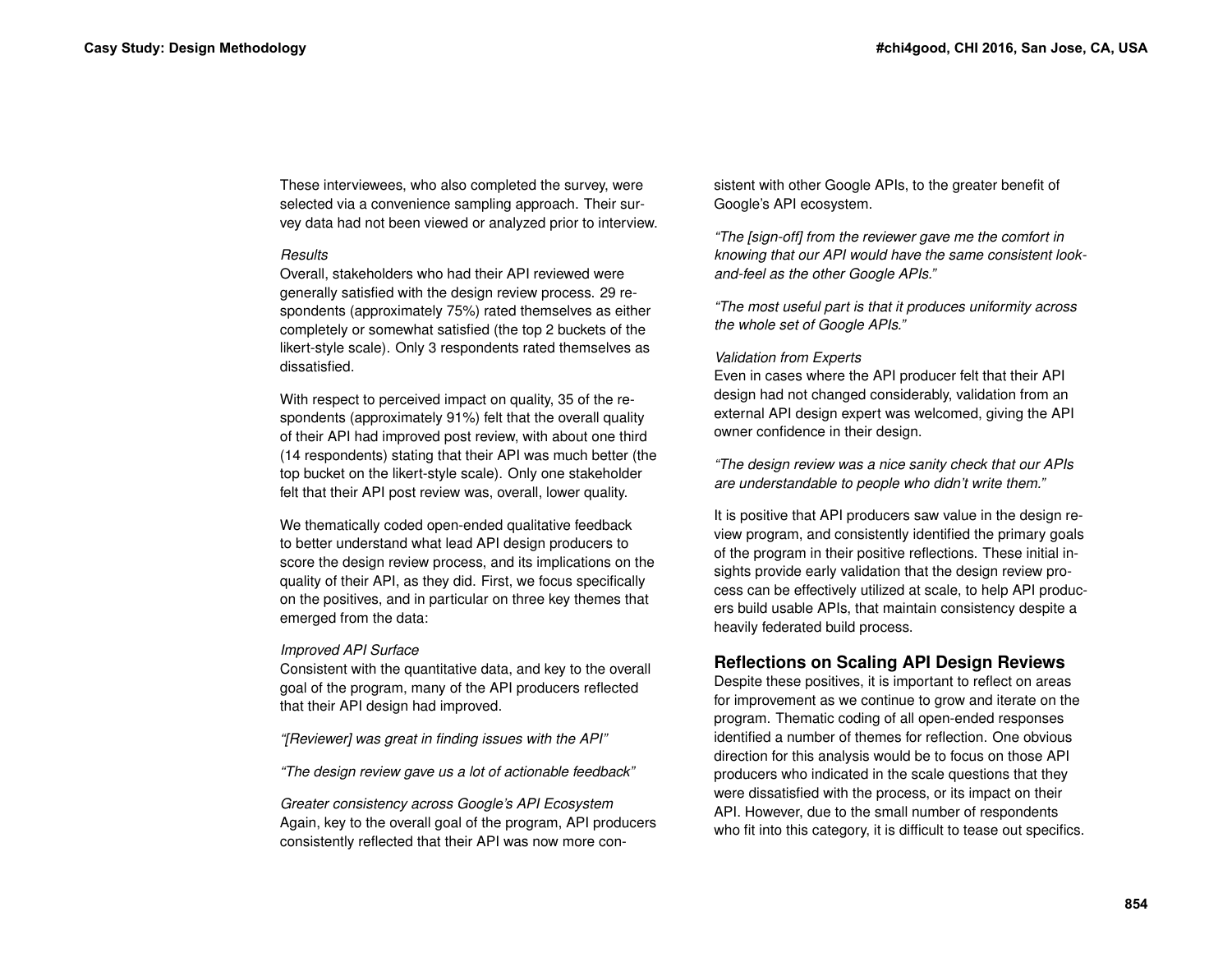These interviewees, who also completed the survey, were selected via a convenience sampling approach. Their survey data had not been viewed or analyzed prior to interview.

*Results*

Overall, stakeholders who had their API reviewed were generally satisfied with the design review process. 29 respondents (approximately 75%) rated themselves as either completely or somewhat satisfied (the top 2 buckets of the likert-style scale). Only 3 respondents rated themselves as dissatisfied.

With respect to perceived impact on quality, 35 of the respondents (approximately 91%) felt that the overall quality of their API had improved post review, with about one third (14 respondents) stating that their API was much better (the top bucket on the likert-style scale). Only one stakeholder felt that their API post review was, overall, lower quality.

We thematically coded open-ended qualitative feedback to better understand what lead API design producers to score the design review process, and its implications on the quality of their API, as they did. First, we focus specifically on the positives, and in particular on three key themes that emerged from the data:

*Improved API Surface*

Consistent with the quantitative data, and key to the overall goal of the program, many of the API producers reflected that their API design had improved.

*"[Reviewer] was great in finding issues with the API"*

*"The design review gave us a lot of actionable feedback"*

*Greater consistency across Google's API Ecosystem*

Again, key to the overall goal of the program, API producers consistently reflected that their API was now more consistent with other Google APIs, to the greater benefit of Google's API ecosystem.

*"The [sign-off] from the reviewer gave me the comfort in knowing that our API would have the same consistent look-and-feel as the other Google APIs."*

*"The most useful part is that it produces uniformity across the whole set of Google APIs."*

*Validation from Experts*

Even in cases where the API producer felt that their API design had not changed considerably, validation from an external API design expert was welcomed, giving the API owner confidence in their design.

*"The design review was a nice sanity check that our APIs are understandable to people who didn't write them."*

It is positive that API producers saw value in the design review program, and consistently identified the primary goals of the program in their positive reflections. These initial insights provide early validation that the design review process can be effectively utilized at scale, to help API producers build usable APIs, that maintain consistency despite a heavily federated build process.

## Reflections on Scaling API Design Reviews

Despite these positives, it is important to reflect on areas for improvement as we continue to grow and iterate on the program. Thematic coding of all open-ended responses identified a number of themes for reflection. One obvious direction for this analysis would be to focus on those API producers who indicated in the scale questions that they were dissatisfied with the process, or its impact on their API. However, due to the small number of respondents who fit into this category, it is difficult to tease out specifics.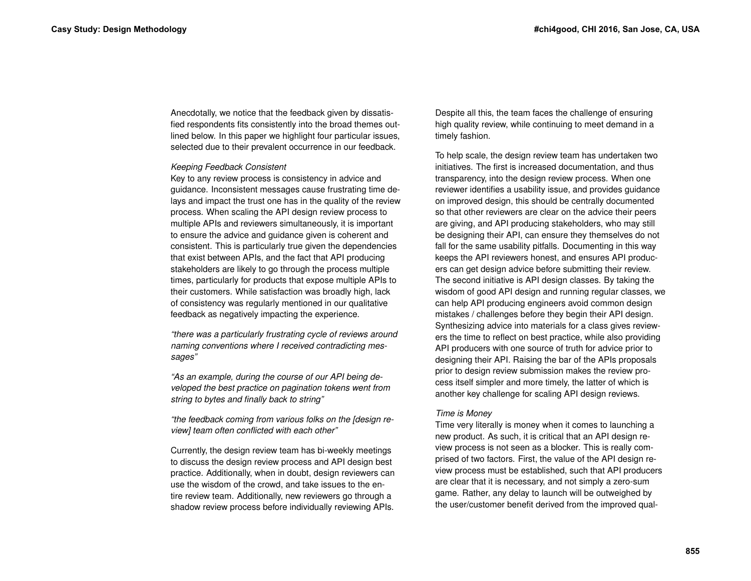Anecdotally, we notice that the feedback given by dissatisfied respondents fits consistently into the broad themes outlined below. In this paper we highlight four particular issues, selected due to their prevalent occurrence in our feedback.

### *Keeping Feedback Consistent*

Key to any review process is consistency in advice and guidance. Inconsistent messages cause frustrating time delays and impact the trust one has in the quality of the review process. When scaling the API design review process to multiple APIs and reviewers simultaneously, it is important to ensure the advice and guidance given is coherent and consistent. This is particularly true given the dependencies that exist between APIs, and the fact that API producing stakeholders are likely to go through the process multiple times, particularly for products that expose multiple APIs to their customers. While satisfaction was broadly high, lack of consistency was regularly mentioned in our qualitative feedback as negatively impacting the experience.

*"there was a particularly frustrating cycle of reviews around naming conventions where I received contradicting messages"*

*"As an example, during the course of our API being developed the best practice on pagination tokens went from string to bytes and finally back to string"*

*"the feedback coming from various folks on the [design review] team often conflicted with each other"*

Currently, the design review team has bi-weekly meetings to discuss the design review process and API design best practice. Additionally, when in doubt, design reviewers can use the wisdom of the crowd, and take issues to the entire review team. Additionally, new reviewers go through a shadow review process before individually reviewing APIs. Despite all this, the team faces the challenge of ensuring high quality review, while continuing to meet demand in a timely fashion.

To help scale, the design review team has undertaken two initiatives. The first is increased documentation, and thus transparency, into the design review process. When one reviewer identifies a usability issue, and provides guidance on improved design, this should be centrally documented so that other reviewers are clear on the advice their peers are giving, and API producing stakeholders, who may still be designing their API, can ensure they themselves do not fall for the same usability pitfalls. Documenting in this way keeps the API reviewers honest, and ensures API producers can get design advice before submitting their review. The second initiative is API design classes. By taking the wisdom of good API design and running regular classes, we can help API producing engineers avoid common design mistakes / challenges before they begin their API design. Synthesizing advice into materials for a class gives reviewers the time to reflect on best practice, while also providing API producers with one source of truth for advice prior to designing their API. Raising the bar of the APIs proposals prior to design review submission makes the review process itself simpler and more timely, the latter of which is another key challenge for scaling API design reviews.

### *Time is Money*

Time very literally is money when it comes to launching a new product. As such, it is critical that an API design review process is not seen as a blocker. This is really comprised of two factors. First, the value of the API design review process must be established, such that API producers are clear that it is necessary, and not simply a zero-sum game. Rather, any delay to launch will be outweighed by the user/customer benefit derived from the improved qual-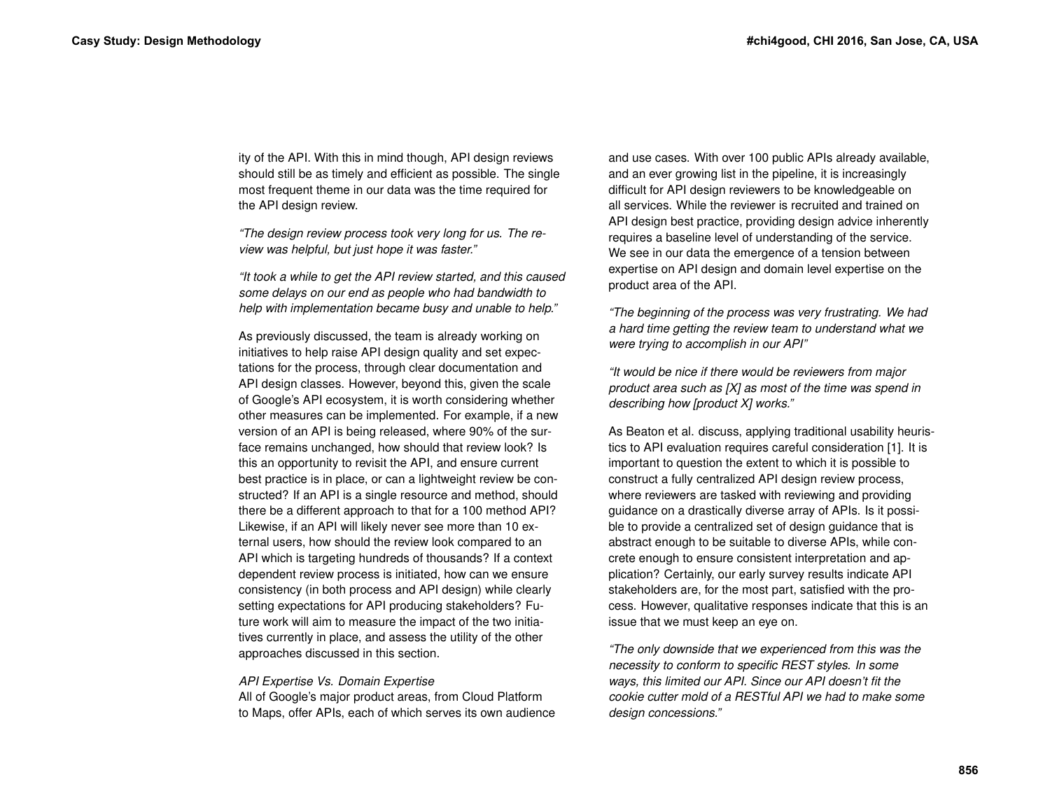ity of the API. With this in mind though, API design reviews should still be as timely and efficient as possible. The single most frequent theme in our data was the time required for the API design review.

*"The design review process took very long for us. The review was helpful, but just hope it was faster."*

*"It took a while to get the API review started, and this caused some delays on our end as people who had bandwidth to help with implementation became busy and unable to help."*

As previously discussed, the team is already working on initiatives to help raise API design quality and set expectations for the process, through clear documentation and API design classes. However, beyond this, given the scale of Google's API ecosystem, it is worth considering whether other measures can be implemented. For example, if a new version of an API is being released, where 90% of the surface remains unchanged, how should that review look? Is this an opportunity to revisit the API, and ensure current best practice is in place, or can a lightweight review be constructed? If an API is a single resource and method, should there be a different approach to that for a 100 method API? Likewise, if an API will likely never see more than 10 external users, how should the review look compared to an API which is targeting hundreds of thousands? If a context dependent review process is initiated, how can we ensure consistency (in both process and API design) while clearly setting expectations for API producing stakeholders? Future work will aim to measure the impact of the two initiatives currently in place, and assess the utility of the other approaches discussed in this section.

### *API Expertise Vs. Domain Expertise*

All of Google's major product areas, from Cloud Platform to Maps, offer APIs, each of which serves its own audience and use cases. With over 100 public APIs already available, and an ever growing list in the pipeline, it is increasingly difficult for API design reviewers to be knowledgeable on all services. While the reviewer is recruited and trained on API design best practice, providing design advice inherently requires a baseline level of understanding of the service. We see in our data the emergence of a tension between expertise on API design and domain level expertise on the product area of the API.

*"The beginning of the process was very frustrating. We had a hard time getting the review team to understand what we were trying to accomplish in our API"*

*"It would be nice if there would be reviewers from major product area such as [X] as most of the time was spend in describing how [product X] works."*

As Beaton et al. discuss, applying traditional usability heuristics to API evaluation requires careful consideration [1]. It is important to question the extent to which it is possible to construct a fully centralized API design review process, where reviewers are tasked with reviewing and providing guidance on a drastically diverse array of APIs. Is it possible to provide a centralized set of design guidance that is abstract enough to be suitable to diverse APIs, while concrete enough to ensure consistent interpretation and application? Certainly, our early survey results indicate API stakeholders are, for the most part, satisfied with the process. However, qualitative responses indicate that this is an issue that we must keep an eye on.

*"The only downside that we experienced from this was the necessity to conform to specific REST styles. In some ways, this limited our API. Since our API doesn't fit the cookie cutter mold of a RESTful API we had to make some design concessions."*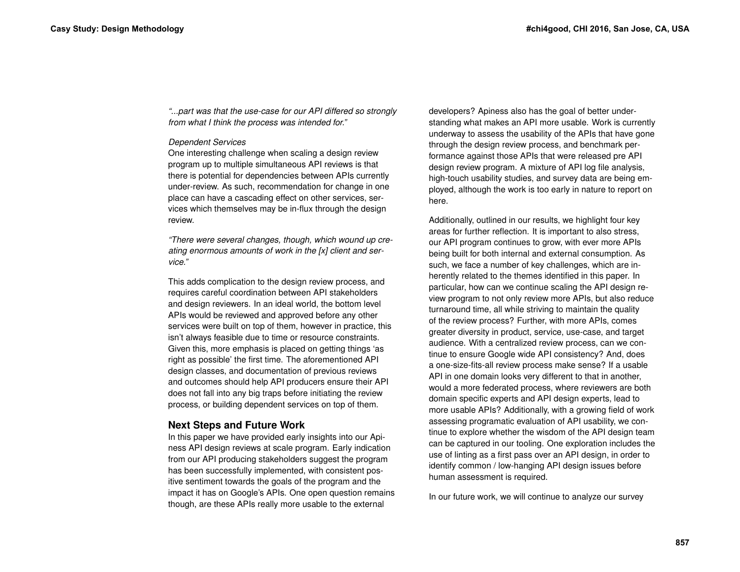*"...part was that the use-case for our API differed so strongly from what I think the process was intended for."*

*Dependent Services*

One interesting challenge when scaling a design review program up to multiple simultaneous API reviews is that there is potential for dependencies between APIs currently under-review. As such, recommendation for change in one place can have a cascading effect on other services, services which themselves may be in-flux through the design review.

*"There were several changes, though, which wound up creating enormous amounts of work in the [x] client and service."*

This adds complication to the design review process, and requires careful coordination between API stakeholders and design reviewers. In an ideal world, the bottom level APIs would be reviewed and approved before any other services were built on top of them, however in practice, this isn't always feasible due to time or resource constraints. Given this, more emphasis is placed on getting things 'as right as possible' the first time. The aforementioned API design classes, and documentation of previous reviews and outcomes should help API producers ensure their API does not fall into any big traps before initiating the review process, or building dependent services on top of them.

## Next Steps and Future Work

In this paper we have provided early insights into our Apiness API design reviews at scale program. Early indication from our API producing stakeholders suggest the program has been successfully implemented, with consistent positive sentiment towards the goals of the program and the impact it has on Google's APIs. One open question remains though, are these APIs really more usable to the external developers? Apiness also has the goal of better understanding what makes an API more usable. Work is currently underway to assess the usability of the APIs that have gone through the design review process, and benchmark performance against those APIs that were released pre API design review program. A mixture of API log file analysis, high-touch usability studies, and survey data are being employed, although the work is too early in nature to report on here.

Additionally, outlined in our results, we highlight four key areas for further reflection. It is important to also stress, our API program continues to grow, with ever more APIs being built for both internal and external consumption. As such, we face a number of key challenges, which are inherently related to the themes identified in this paper. In particular, how can we continue scaling the API design review program to not only review more APIs, but also reduce turnaround time, all while striving to maintain the quality of the review process? Further, with more APIs, comes greater diversity in product, service, use-case, and target audience. With a centralized review process, can we continue to ensure Google wide API consistency? And, does a one-size-fits-all review process make sense? If a usable API in one domain looks very different to that in another, would a more federated process, where reviewers are both domain specific experts and API design experts, lead to more usable APIs? Additionally, with a growing field of work assessing programatic evaluation of API usability, we continue to explore whether the wisdom of the API design team can be captured in our tooling. One exploration includes the use of linting as a first pass over an API design, in order to identify common / low-hanging API design issues before human assessment is required.

In our future work, we will continue to analyze our survey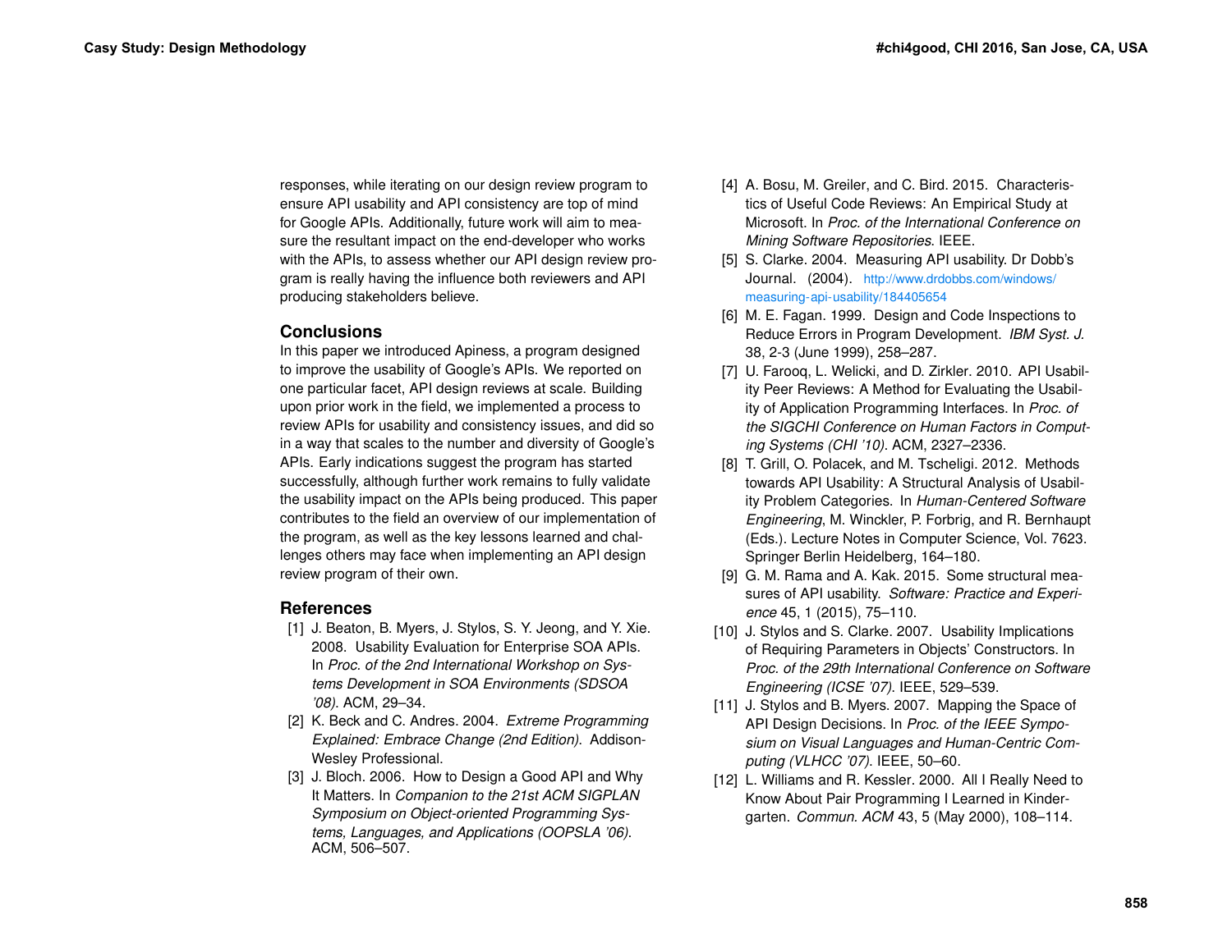responses, while iterating on our design review program to ensure API usability and API consistency are top of mind for Google APIs. Additionally, future work will aim to measure the resultant impact on the end-developer who works with the APIs, to assess whether our API design review program is really having the influence both reviewers and API producing stakeholders believe.

## Conclusions

In this paper we introduced Apiness, a program designed to improve the usability of Google's APIs. We reported on one particular facet, API design reviews at scale. Building upon prior work in the field, we implemented a process to review APIs for usability and consistency issues, and did so in a way that scales to the number and diversity of Google's APIs. Early indications suggest the program has started successfully, although further work remains to fully validate the usability impact on the APIs being produced. This paper contributes to the field an overview of our implementation of the program, as well as the key lessons learned and challenges others may face when implementing an API design review program of their own.

## References

[1] J. Beaton, B. Myers, J. Stylos, S. Y. Jeong, and Y. Xie. 2008. Usability Evaluation for Enterprise SOA APIs. In *Proc. of the 2nd International Workshop on Systems Development in SOA Environments (SDSOA '08)*. ACM, 29–34.

[2] K. Beck and C. Andres. 2004. *Extreme Programming Explained: Embrace Change (2nd Edition)*. Addison-Wesley Professional.

[3] J. Bloch. 2006. How to Design a Good API and Why It Matters. In *Companion to the 21st ACM SIGPLAN Symposium on Object-oriented Programming Systems, Languages, and Applications (OOPSLA '06)*. ACM, 506–507.

[4] A. Bosu, M. Greiler, and C. Bird. 2015. Characteristics of Useful Code Reviews: An Empirical Study at Microsoft. In *Proc. of the International Conference on Mining Software Repositories.* IEEE.

[5] S. Clarke. 2004. Measuring API usability. Dr Dobb's Journal. (2004). http://www.drdobbs.com/windows/measuring-api-usability/184405654

[6] M. E. Fagan. 1999. Design and Code Inspections to Reduce Errors in Program Development. *IBM Syst. J.* 38, 2-3 (June 1999), 258–287.

[7] U. Farooq, L. Welicki, and D. Zirkler. 2010. API Usability Peer Reviews: A Method for Evaluating the Usability of Application Programming Interfaces. In *Proc. of the SIGCHI Conference on Human Factors in Computing Systems (CHI '10)*. ACM, 2327–2336.

[8] T. Grill, O. Polacek, and M. Tscheligi. 2012. Methods towards API Usability: A Structural Analysis of Usability Problem Categories. In *Human-Centered Software Engineering*, M. Winckler, P. Forbrig, and R. Bernhaupt (Eds.). Lecture Notes in Computer Science, Vol. 7623. Springer Berlin Heidelberg, 164–180.

[9] G. M. Rama and A. Kak. 2015. Some structural measures of API usability. *Software: Practice and Experience* 45, 1 (2015), 75–110.

[10] J. Stylos and S. Clarke. 2007. Usability Implications of Requiring Parameters in Objects' Constructors. In *Proc. of the 29th International Conference on Software Engineering (ICSE '07)*. IEEE, 529–539.

[11] J. Stylos and B. Myers. 2007. Mapping the Space of API Design Decisions. In *Proc. of the IEEE Symposium on Visual Languages and Human-Centric Computing (VLHCC '07)*. IEEE, 50–60.

[12] L. Williams and R. Kessler. 2000. All I Really Need to Know About Pair Programming I Learned in Kindergarten. *Commun. ACM* 43, 5 (May 2000), 108–114.